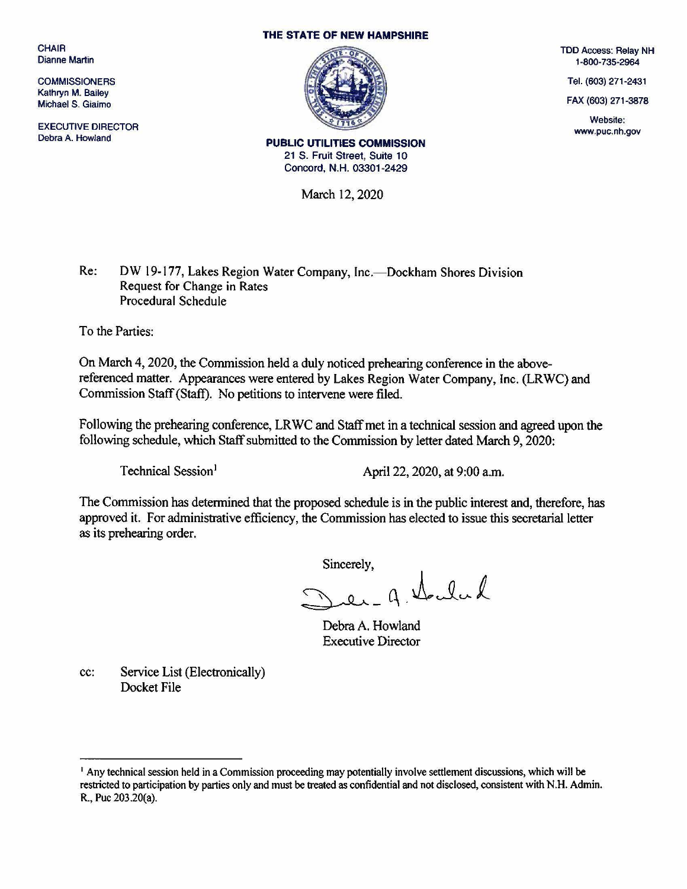CHAIR
Dianne Martin

COMMISSIONERS
Kathryn M. Bailey
Michael S. Giaimo

EXECUTIVE DIRECTOR
Debra A. Howland

**THE STATE OF NEW HAMPSHIRE**

**PUBLIC UTILITIES COMMISSION**
21 S. Fruit Street, Suite 10
Concord, N.H. 03301-2429

TDD Access: Relay NH
1-800-735-2964

Tel. (603) 271-2431

FAX (603) 271-3878

Website:
www.puc.nh.gov

March 12, 2020

Re: DW 19-177, Lakes Region Water Company, Inc.—Dockham Shores Division
Request for Change in Rates
Procedural Schedule

To the Parties:

On March 4, 2020, the Commission held a duly noticed prehearing conference in the above-referenced matter. Appearances were entered by Lakes Region Water Company, Inc. (LRWC) and Commission Staff (Staff). No petitions to intervene were filed.

Following the prehearing conference, LRWC and Staff met in a technical session and agreed upon the following schedule, which Staff submitted to the Commission by letter dated March 9, 2020:

| | |
|---|---|
| Technical Session[1] | April 22, 2020, at 9:00 a.m. |

The Commission has determined that the proposed schedule is in the public interest and, therefore, has approved it. For administrative efficiency, the Commission has elected to issue this secretarial letter as its prehearing order.

Sincerely,

Debra A. Howland
Executive Director

cc: Service List (Electronically)
Docket File

---

[1] Any technical session held in a Commission proceeding may potentially involve settlement discussions, which will be restricted to participation by parties only and must be treated as confidential and not disclosed, consistent with N.H. Admin. R., Puc 203.20(a).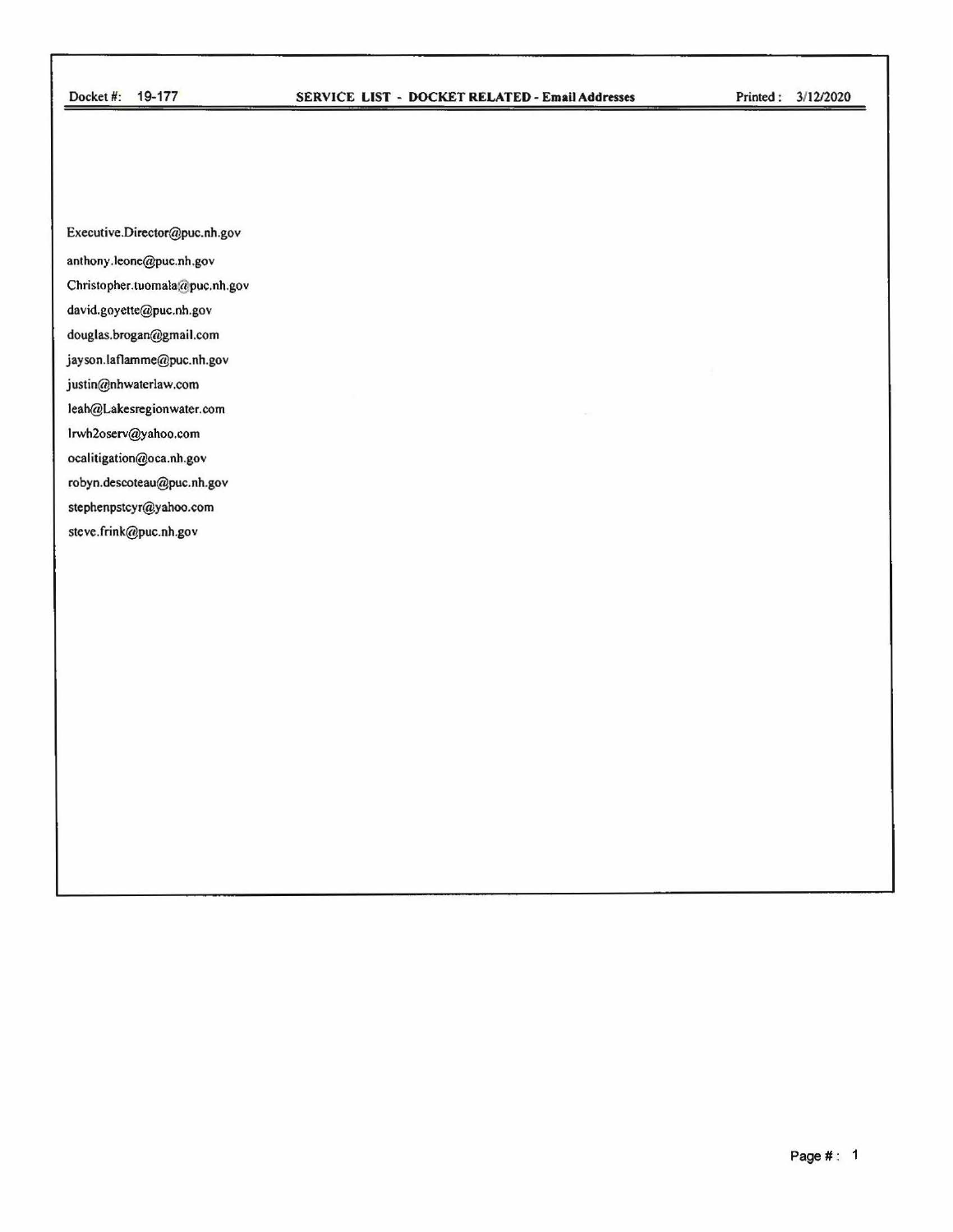Docket #: 19-177 **SERVICE LIST - DOCKET RELATED - Email Addresses** Printed: 3/12/2020

Executive.Director@puc.nh.gov

anthony.leone@puc.nh.gov

Christopher.tuomala@puc.nh.gov

david.goyette@puc.nh.gov

douglas.brogan@gmail.com

jayson.laflamme@puc.nh.gov

justin@nhwaterlaw.com

leah@Lakesregionwater.com

lrwh2oserv@yahoo.com

ocalitigation@oca.nh.gov

robyn.descoteau@puc.nh.gov

stephenpstcyr@yahoo.com

steve.frink@puc.nh.gov